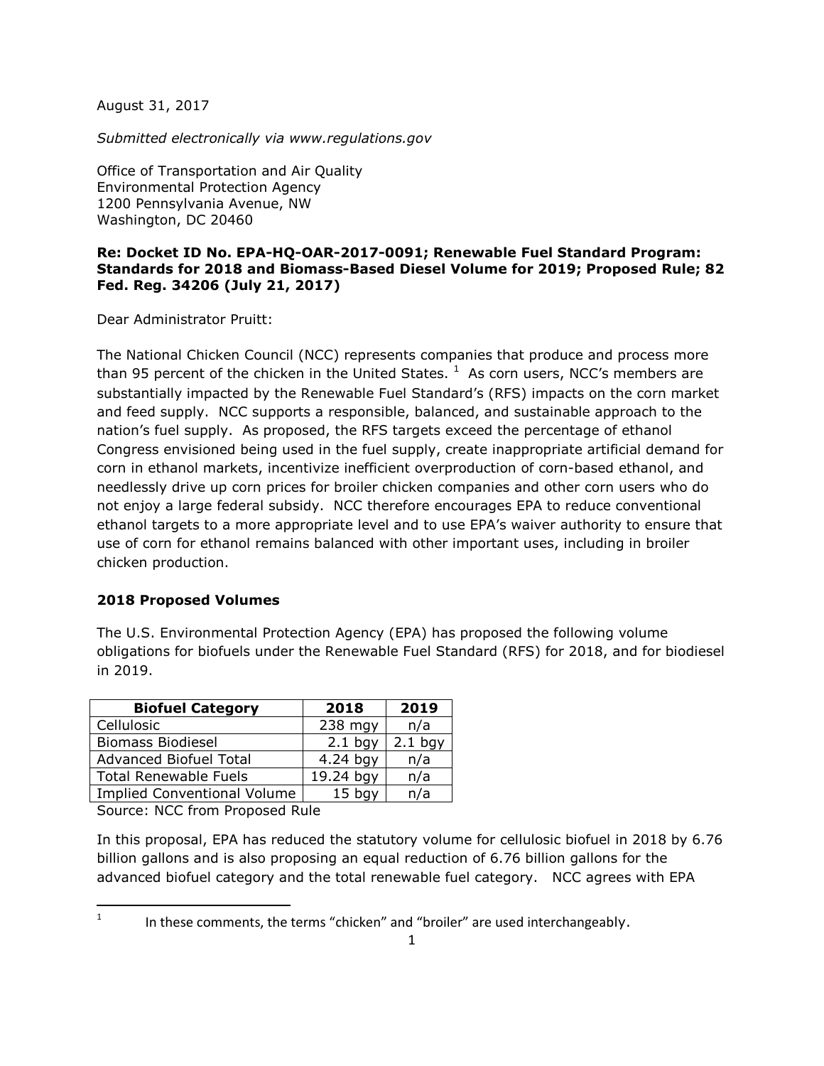August 31, 2017

*Submitted electronically via www.regulations.gov*

Office of Transportation and Air Quality
Environmental Protection Agency
1200 Pennsylvania Avenue, NW
Washington, DC 20460

**Re: Docket ID No. EPA-HQ-OAR-2017-0091; Renewable Fuel Standard Program: Standards for 2018 and Biomass-Based Diesel Volume for 2019; Proposed Rule; 82 Fed. Reg. 34206 (July 21, 2017)**

Dear Administrator Pruitt:

The National Chicken Council (NCC) represents companies that produce and process more than 95 percent of the chicken in the United States. [1] As corn users, NCC's members are substantially impacted by the Renewable Fuel Standard's (RFS) impacts on the corn market and feed supply. NCC supports a responsible, balanced, and sustainable approach to the nation's fuel supply. As proposed, the RFS targets exceed the percentage of ethanol Congress envisioned being used in the fuel supply, create inappropriate artificial demand for corn in ethanol markets, incentivize inefficient overproduction of corn-based ethanol, and needlessly drive up corn prices for broiler chicken companies and other corn users who do not enjoy a large federal subsidy. NCC therefore encourages EPA to reduce conventional ethanol targets to a more appropriate level and to use EPA's waiver authority to ensure that use of corn for ethanol remains balanced with other important uses, including in broiler chicken production.

**2018 Proposed Volumes**

The U.S. Environmental Protection Agency (EPA) has proposed the following volume obligations for biofuels under the Renewable Fuel Standard (RFS) for 2018, and for biodiesel in 2019.

| Biofuel Category | 2018 | 2019 |
|---|---|---|
| Cellulosic | 238 mgy | n/a |
| Biomass Biodiesel | 2.1 bgy | 2.1 bgy |
| Advanced Biofuel Total | 4.24 bgy | n/a |
| Total Renewable Fuels | 19.24 bgy | n/a |
| Implied Conventional Volume | 15 bgy | n/a |

Source: NCC from Proposed Rule

In this proposal, EPA has reduced the statutory volume for cellulosic biofuel in 2018 by 6.76 billion gallons and is also proposing an equal reduction of 6.76 billion gallons for the advanced biofuel category and the total renewable fuel category. NCC agrees with EPA

[1] In these comments, the terms "chicken" and "broiler" are used interchangeably.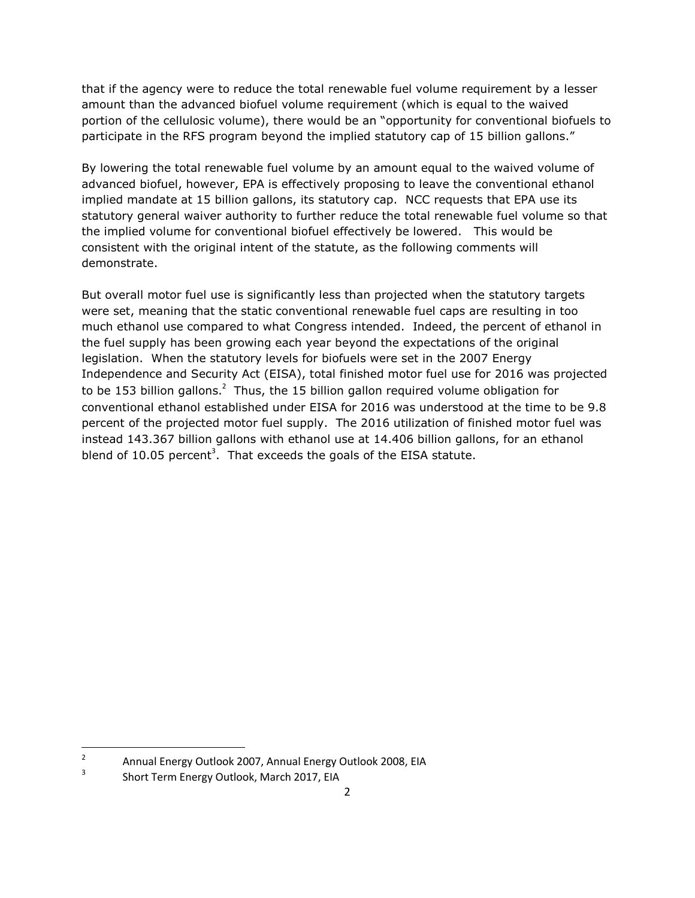that if the agency were to reduce the total renewable fuel volume requirement by a lesser amount than the advanced biofuel volume requirement (which is equal to the waived portion of the cellulosic volume), there would be an "opportunity for conventional biofuels to participate in the RFS program beyond the implied statutory cap of 15 billion gallons."

By lowering the total renewable fuel volume by an amount equal to the waived volume of advanced biofuel, however, EPA is effectively proposing to leave the conventional ethanol implied mandate at 15 billion gallons, its statutory cap. NCC requests that EPA use its statutory general waiver authority to further reduce the total renewable fuel volume so that the implied volume for conventional biofuel effectively be lowered. This would be consistent with the original intent of the statute, as the following comments will demonstrate.

But overall motor fuel use is significantly less than projected when the statutory targets were set, meaning that the static conventional renewable fuel caps are resulting in too much ethanol use compared to what Congress intended. Indeed, the percent of ethanol in the fuel supply has been growing each year beyond the expectations of the original legislation. When the statutory levels for biofuels were set in the 2007 Energy Independence and Security Act (EISA), total finished motor fuel use for 2016 was projected to be 153 billion gallons.[2] Thus, the 15 billion gallon required volume obligation for conventional ethanol established under EISA for 2016 was understood at the time to be 9.8 percent of the projected motor fuel supply. The 2016 utilization of finished motor fuel was instead 143.367 billion gallons with ethanol use at 14.406 billion gallons, for an ethanol blend of 10.05 percent[3]. That exceeds the goals of the EISA statute.

---

[2] Annual Energy Outlook 2007, Annual Energy Outlook 2008, EIA

[3] Short Term Energy Outlook, March 2017, EIA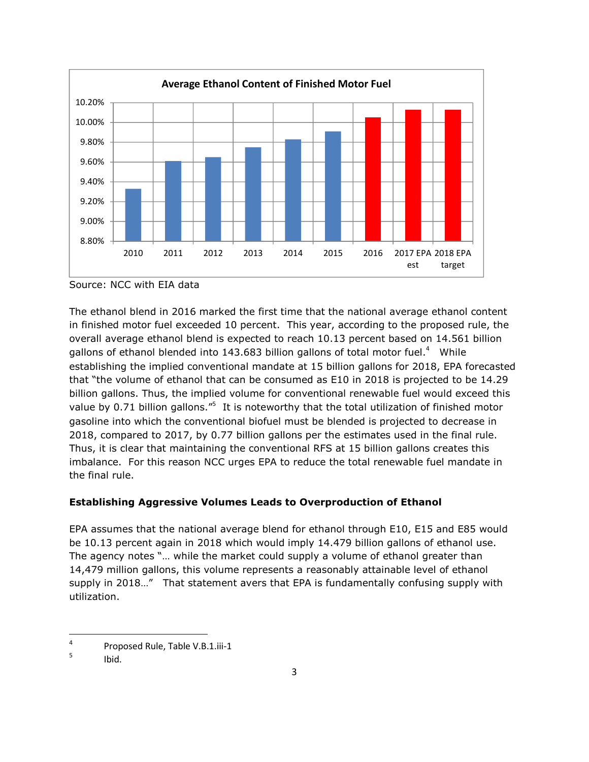**Average Ethanol Content of Finished Motor Fuel**

Source: NCC with EIA data

The ethanol blend in 2016 marked the first time that the national average ethanol content in finished motor fuel exceeded 10 percent. This year, according to the proposed rule, the overall average ethanol blend is expected to reach 10.13 percent based on 14.561 billion gallons of ethanol blended into 143.683 billion gallons of total motor fuel.[4] While establishing the implied conventional mandate at 15 billion gallons for 2018, EPA forecasted that "the volume of ethanol that can be consumed as E10 in 2018 is projected to be 14.29 billion gallons. Thus, the implied volume for conventional renewable fuel would exceed this value by 0.71 billion gallons."[5] It is noteworthy that the total utilization of finished motor gasoline into which the conventional biofuel must be blended is projected to decrease in 2018, compared to 2017, by 0.77 billion gallons per the estimates used in the final rule. Thus, it is clear that maintaining the conventional RFS at 15 billion gallons creates this imbalance. For this reason NCC urges EPA to reduce the total renewable fuel mandate in the final rule.

**Establishing Aggressive Volumes Leads to Overproduction of Ethanol**

EPA assumes that the national average blend for ethanol through E10, E15 and E85 would be 10.13 percent again in 2018 which would imply 14.479 billion gallons of ethanol use. The agency notes "… while the market could supply a volume of ethanol greater than 14,479 million gallons, this volume represents a reasonably attainable level of ethanol supply in 2018…" That statement avers that EPA is fundamentally confusing supply with utilization.

---

[4] Proposed Rule, Table V.B.1.iii-1

[5] Ibid.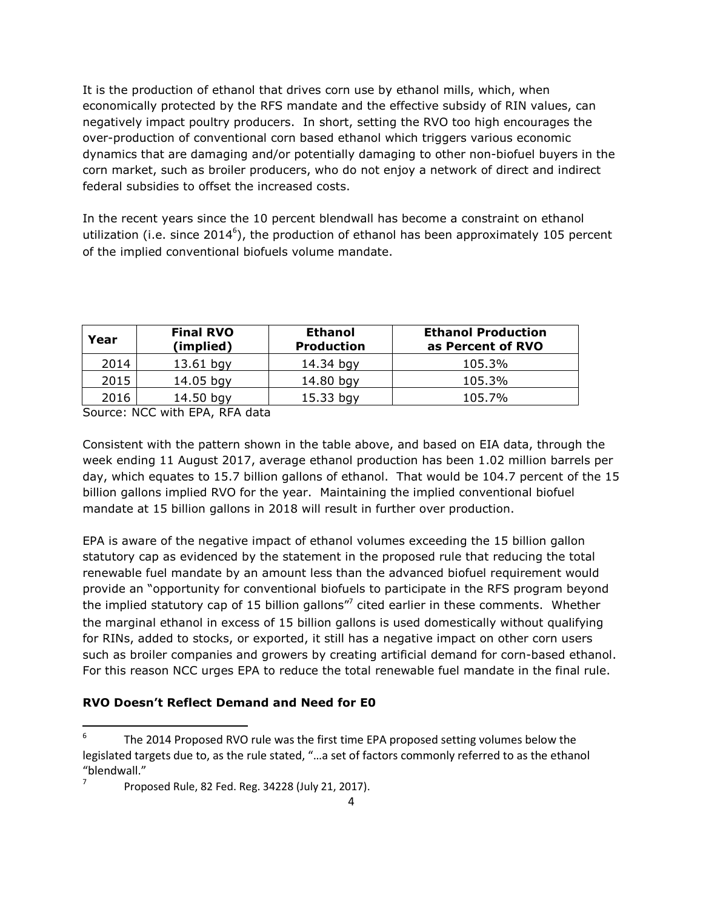It is the production of ethanol that drives corn use by ethanol mills, which, when economically protected by the RFS mandate and the effective subsidy of RIN values, can negatively impact poultry producers. In short, setting the RVO too high encourages the over-production of conventional corn based ethanol which triggers various economic dynamics that are damaging and/or potentially damaging to other non-biofuel buyers in the corn market, such as broiler producers, who do not enjoy a network of direct and indirect federal subsidies to offset the increased costs.

In the recent years since the 10 percent blendwall has become a constraint on ethanol utilization (i.e. since 2014[6]), the production of ethanol has been approximately 105 percent of the implied conventional biofuels volume mandate.

| Year | Final RVO (implied) | Ethanol Production | Ethanol Production as Percent of RVO |
|---|---|---|---|
| 2014 | 13.61 bgy | 14.34 bgy | 105.3% |
| 2015 | 14.05 bgy | 14.80 bgy | 105.3% |
| 2016 | 14.50 bgy | 15.33 bgy | 105.7% |

Source: NCC with EPA, RFA data

Consistent with the pattern shown in the table above, and based on EIA data, through the week ending 11 August 2017, average ethanol production has been 1.02 million barrels per day, which equates to 15.7 billion gallons of ethanol. That would be 104.7 percent of the 15 billion gallons implied RVO for the year. Maintaining the implied conventional biofuel mandate at 15 billion gallons in 2018 will result in further over production.

EPA is aware of the negative impact of ethanol volumes exceeding the 15 billion gallon statutory cap as evidenced by the statement in the proposed rule that reducing the total renewable fuel mandate by an amount less than the advanced biofuel requirement would provide an "opportunity for conventional biofuels to participate in the RFS program beyond the implied statutory cap of 15 billion gallons"[7] cited earlier in these comments. Whether the marginal ethanol in excess of 15 billion gallons is used domestically without qualifying for RINs, added to stocks, or exported, it still has a negative impact on other corn users such as broiler companies and growers by creating artificial demand for corn-based ethanol. For this reason NCC urges EPA to reduce the total renewable fuel mandate in the final rule.

**RVO Doesn't Reflect Demand and Need for E0**

[6] The 2014 Proposed RVO rule was the first time EPA proposed setting volumes below the legislated targets due to, as the rule stated, "…a set of factors commonly referred to as the ethanol "blendwall."

[7] Proposed Rule, 82 Fed. Reg. 34228 (July 21, 2017).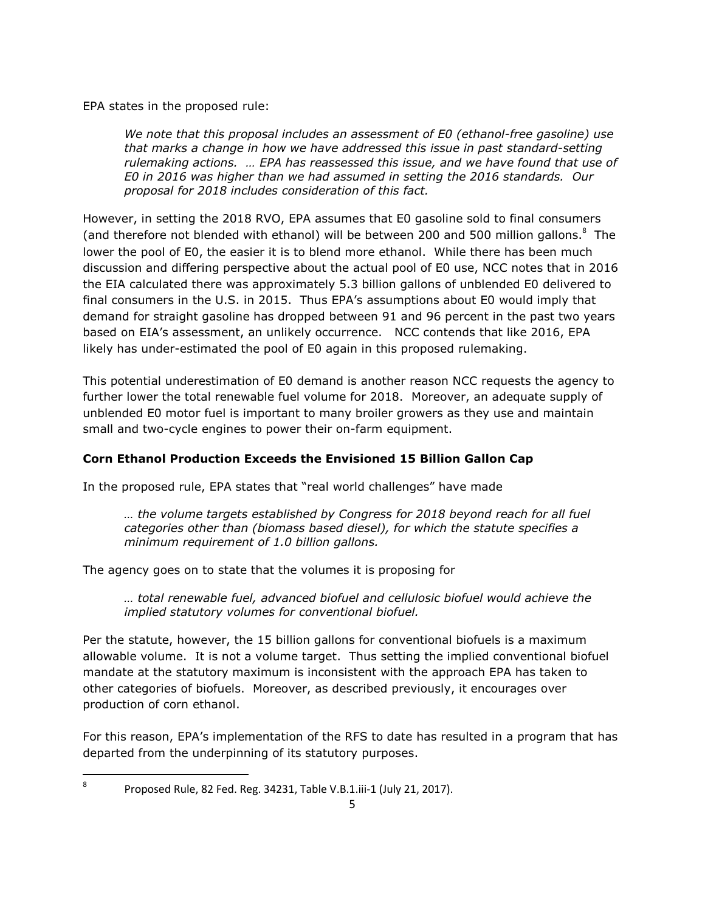EPA states in the proposed rule:

> *We note that this proposal includes an assessment of E0 (ethanol-free gasoline) use that marks a change in how we have addressed this issue in past standard-setting rulemaking actions. … EPA has reassessed this issue, and we have found that use of E0 in 2016 was higher than we had assumed in setting the 2016 standards. Our proposal for 2018 includes consideration of this fact.*

However, in setting the 2018 RVO, EPA assumes that E0 gasoline sold to final consumers (and therefore not blended with ethanol) will be between 200 and 500 million gallons.[8] The lower the pool of E0, the easier it is to blend more ethanol. While there has been much discussion and differing perspective about the actual pool of E0 use, NCC notes that in 2016 the EIA calculated there was approximately 5.3 billion gallons of unblended E0 delivered to final consumers in the U.S. in 2015. Thus EPA's assumptions about E0 would imply that demand for straight gasoline has dropped between 91 and 96 percent in the past two years based on EIA's assessment, an unlikely occurrence. NCC contends that like 2016, EPA likely has under-estimated the pool of E0 again in this proposed rulemaking.

This potential underestimation of E0 demand is another reason NCC requests the agency to further lower the total renewable fuel volume for 2018. Moreover, an adequate supply of unblended E0 motor fuel is important to many broiler growers as they use and maintain small and two-cycle engines to power their on-farm equipment.

**Corn Ethanol Production Exceeds the Envisioned 15 Billion Gallon Cap**

In the proposed rule, EPA states that "real world challenges" have made

> *… the volume targets established by Congress for 2018 beyond reach for all fuel categories other than (biomass based diesel), for which the statute specifies a minimum requirement of 1.0 billion gallons.*

The agency goes on to state that the volumes it is proposing for

> *… total renewable fuel, advanced biofuel and cellulosic biofuel would achieve the implied statutory volumes for conventional biofuel.*

Per the statute, however, the 15 billion gallons for conventional biofuels is a maximum allowable volume. It is not a volume target. Thus setting the implied conventional biofuel mandate at the statutory maximum is inconsistent with the approach EPA has taken to other categories of biofuels. Moreover, as described previously, it encourages over production of corn ethanol.

For this reason, EPA's implementation of the RFS to date has resulted in a program that has departed from the underpinning of its statutory purposes.

---

[8] Proposed Rule, 82 Fed. Reg. 34231, Table V.B.1.iii-1 (July 21, 2017).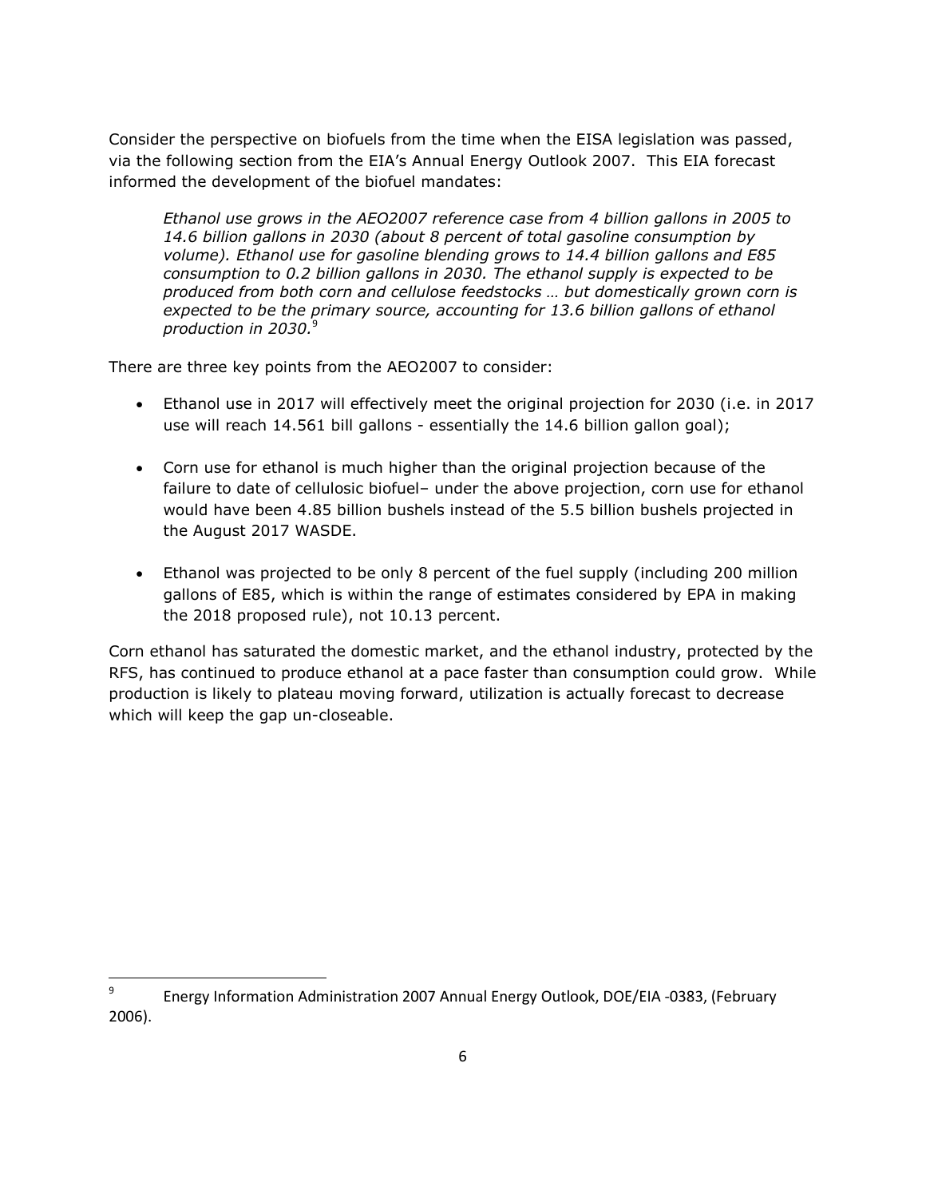Consider the perspective on biofuels from the time when the EISA legislation was passed, via the following section from the EIA's Annual Energy Outlook 2007. This EIA forecast informed the development of the biofuel mandates:

> *Ethanol use grows in the AEO2007 reference case from 4 billion gallons in 2005 to 14.6 billion gallons in 2030 (about 8 percent of total gasoline consumption by volume). Ethanol use for gasoline blending grows to 14.4 billion gallons and E85 consumption to 0.2 billion gallons in 2030. The ethanol supply is expected to be produced from both corn and cellulose feedstocks … but domestically grown corn is expected to be the primary source, accounting for 13.6 billion gallons of ethanol production in 2030.*[9]

There are three key points from the AEO2007 to consider:

- Ethanol use in 2017 will effectively meet the original projection for 2030 (i.e. in 2017 use will reach 14.561 bill gallons - essentially the 14.6 billion gallon goal);
- Corn use for ethanol is much higher than the original projection because of the failure to date of cellulosic biofuel– under the above projection, corn use for ethanol would have been 4.85 billion bushels instead of the 5.5 billion bushels projected in the August 2017 WASDE.
- Ethanol was projected to be only 8 percent of the fuel supply (including 200 million gallons of E85, which is within the range of estimates considered by EPA in making the 2018 proposed rule), not 10.13 percent.

Corn ethanol has saturated the domestic market, and the ethanol industry, protected by the RFS, has continued to produce ethanol at a pace faster than consumption could grow. While production is likely to plateau moving forward, utilization is actually forecast to decrease which will keep the gap un-closeable.

---

[9] Energy Information Administration 2007 Annual Energy Outlook, DOE/EIA -0383, (February 2006).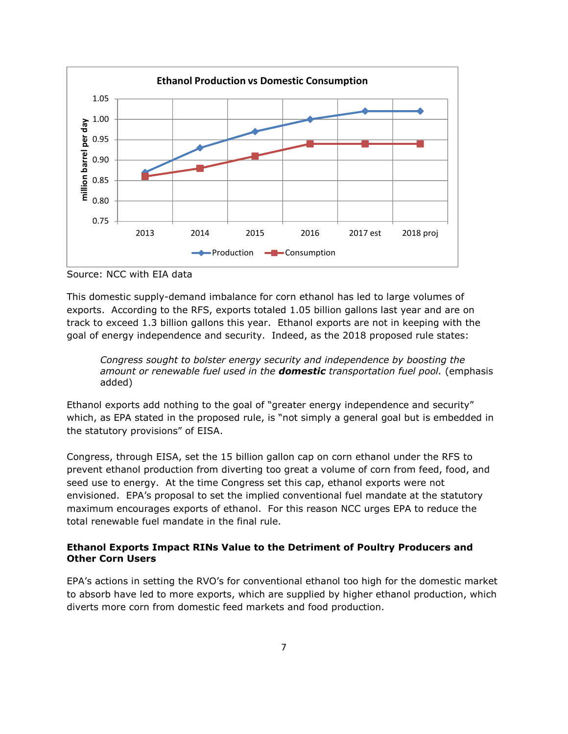Source: NCC with EIA data

This domestic supply-demand imbalance for corn ethanol has led to large volumes of exports. According to the RFS, exports totaled 1.05 billion gallons last year and are on track to exceed 1.3 billion gallons this year. Ethanol exports are not in keeping with the goal of energy independence and security. Indeed, as the 2018 proposed rule states:

> *Congress sought to bolster energy security and independence by boosting the amount or renewable fuel used in the* ***domestic*** *transportation fuel pool.* (emphasis added)

Ethanol exports add nothing to the goal of "greater energy independence and security" which, as EPA stated in the proposed rule, is "not simply a general goal but is embedded in the statutory provisions" of EISA.

Congress, through EISA, set the 15 billion gallon cap on corn ethanol under the RFS to prevent ethanol production from diverting too great a volume of corn from feed, food, and seed use to energy. At the time Congress set this cap, ethanol exports were not envisioned. EPA's proposal to set the implied conventional fuel mandate at the statutory maximum encourages exports of ethanol. For this reason NCC urges EPA to reduce the total renewable fuel mandate in the final rule.

**Ethanol Exports Impact RINs Value to the Detriment of Poultry Producers and Other Corn Users**

EPA's actions in setting the RVO's for conventional ethanol too high for the domestic market to absorb have led to more exports, which are supplied by higher ethanol production, which diverts more corn from domestic feed markets and food production.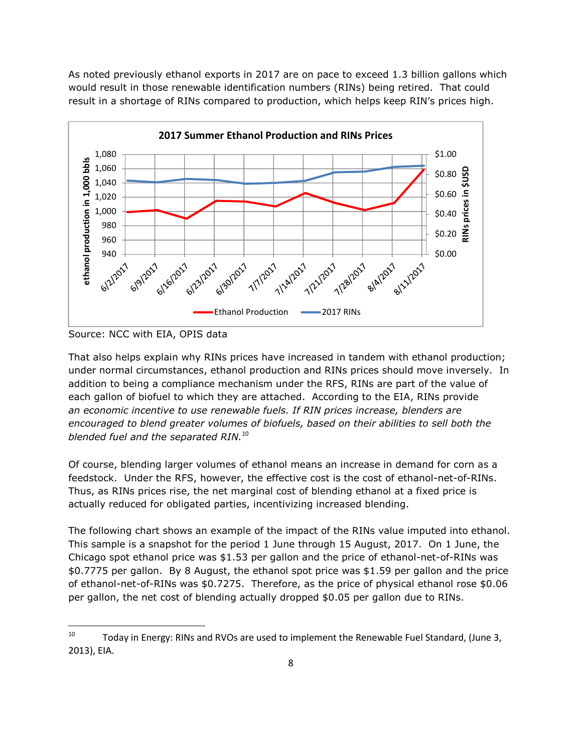As noted previously ethanol exports in 2017 are on pace to exceed 1.3 billion gallons which would result in those renewable identification numbers (RINs) being retired. That could result in a shortage of RINs compared to production, which helps keep RIN's prices high.

Source: NCC with EIA, OPIS data

That also helps explain why RINs prices have increased in tandem with ethanol production; under normal circumstances, ethanol production and RINs prices should move inversely. In addition to being a compliance mechanism under the RFS, RINs are part of the value of each gallon of biofuel to which they are attached. According to the EIA, RINs provide *an economic incentive to use renewable fuels. If RIN prices increase, blenders are encouraged to blend greater volumes of biofuels, based on their abilities to sell both the blended fuel and the separated RIN.*[10]

Of course, blending larger volumes of ethanol means an increase in demand for corn as a feedstock. Under the RFS, however, the effective cost is the cost of ethanol-net-of-RINs. Thus, as RINs prices rise, the net marginal cost of blending ethanol at a fixed price is actually reduced for obligated parties, incentivizing increased blending.

The following chart shows an example of the impact of the RINs value imputed into ethanol. This sample is a snapshot for the period 1 June through 15 August, 2017. On 1 June, the Chicago spot ethanol price was $1.53 per gallon and the price of ethanol-net-of-RINs was $0.7775 per gallon. By 8 August, the ethanol spot price was $1.59 per gallon and the price of ethanol-net-of-RINs was $0.7275. Therefore, as the price of physical ethanol rose $0.06 per gallon, the net cost of blending actually dropped $0.05 per gallon due to RINs.

---

[10] Today in Energy: RINs and RVOs are used to implement the Renewable Fuel Standard, (June 3, 2013), EIA.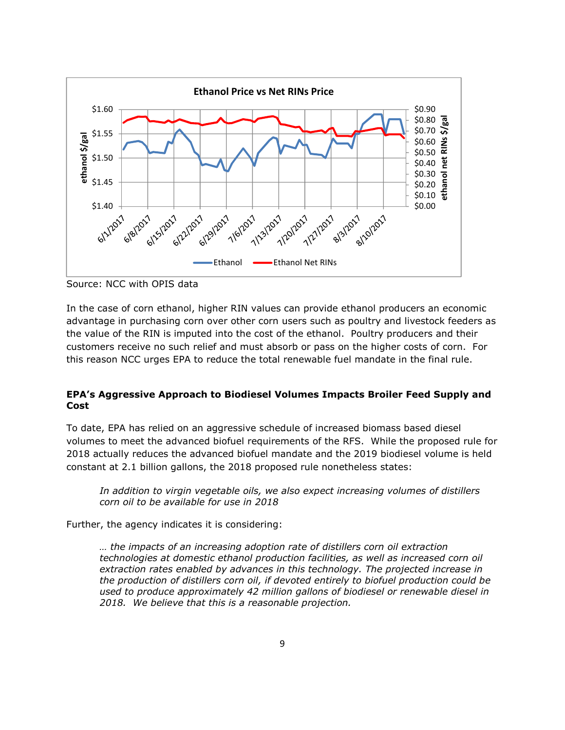Source: NCC with OPIS data

In the case of corn ethanol, higher RIN values can provide ethanol producers an economic advantage in purchasing corn over other corn users such as poultry and livestock feeders as the value of the RIN is imputed into the cost of the ethanol. Poultry producers and their customers receive no such relief and must absorb or pass on the higher costs of corn. For this reason NCC urges EPA to reduce the total renewable fuel mandate in the final rule.

**EPA's Aggressive Approach to Biodiesel Volumes Impacts Broiler Feed Supply and Cost**

To date, EPA has relied on an aggressive schedule of increased biomass based diesel volumes to meet the advanced biofuel requirements of the RFS. While the proposed rule for 2018 actually reduces the advanced biofuel mandate and the 2019 biodiesel volume is held constant at 2.1 billion gallons, the 2018 proposed rule nonetheless states:

> *In addition to virgin vegetable oils, we also expect increasing volumes of distillers corn oil to be available for use in 2018*

Further, the agency indicates it is considering:

> *… the impacts of an increasing adoption rate of distillers corn oil extraction technologies at domestic ethanol production facilities, as well as increased corn oil extraction rates enabled by advances in this technology. The projected increase in the production of distillers corn oil, if devoted entirely to biofuel production could be used to produce approximately 42 million gallons of biodiesel or renewable diesel in 2018. We believe that this is a reasonable projection.*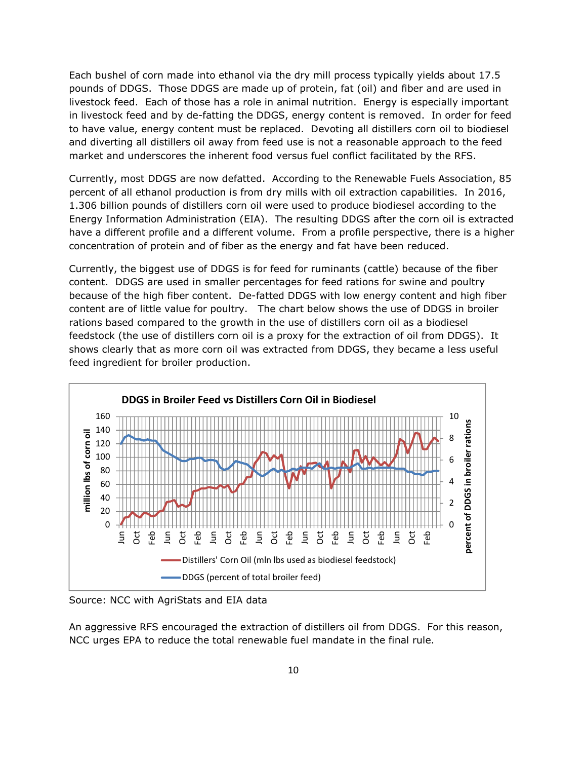Each bushel of corn made into ethanol via the dry mill process typically yields about 17.5 pounds of DDGS. Those DDGS are made up of protein, fat (oil) and fiber and are used in livestock feed. Each of those has a role in animal nutrition. Energy is especially important in livestock feed and by de-fatting the DDGS, energy content is removed. In order for feed to have value, energy content must be replaced. Devoting all distillers corn oil to biodiesel and diverting all distillers oil away from feed use is not a reasonable approach to the feed market and underscores the inherent food versus fuel conflict facilitated by the RFS.

Currently, most DDGS are now defatted. According to the Renewable Fuels Association, 85 percent of all ethanol production is from dry mills with oil extraction capabilities. In 2016, 1.306 billion pounds of distillers corn oil were used to produce biodiesel according to the Energy Information Administration (EIA). The resulting DDGS after the corn oil is extracted have a different profile and a different volume. From a profile perspective, there is a higher concentration of protein and of fiber as the energy and fat have been reduced.

Currently, the biggest use of DDGS is for feed for ruminants (cattle) because of the fiber content. DDGS are used in smaller percentages for feed rations for swine and poultry because of the high fiber content. De-fatted DDGS with low energy content and high fiber content are of little value for poultry. The chart below shows the use of DDGS in broiler rations based compared to the growth in the use of distillers corn oil as a biodiesel feedstock (the use of distillers corn oil is a proxy for the extraction of oil from DDGS). It shows clearly that as more corn oil was extracted from DDGS, they became a less useful feed ingredient for broiler production.

**DDGS in Broiler Feed vs Distillers Corn Oil in Biodiesel**

Source: NCC with AgriStats and EIA data

An aggressive RFS encouraged the extraction of distillers oil from DDGS. For this reason, NCC urges EPA to reduce the total renewable fuel mandate in the final rule.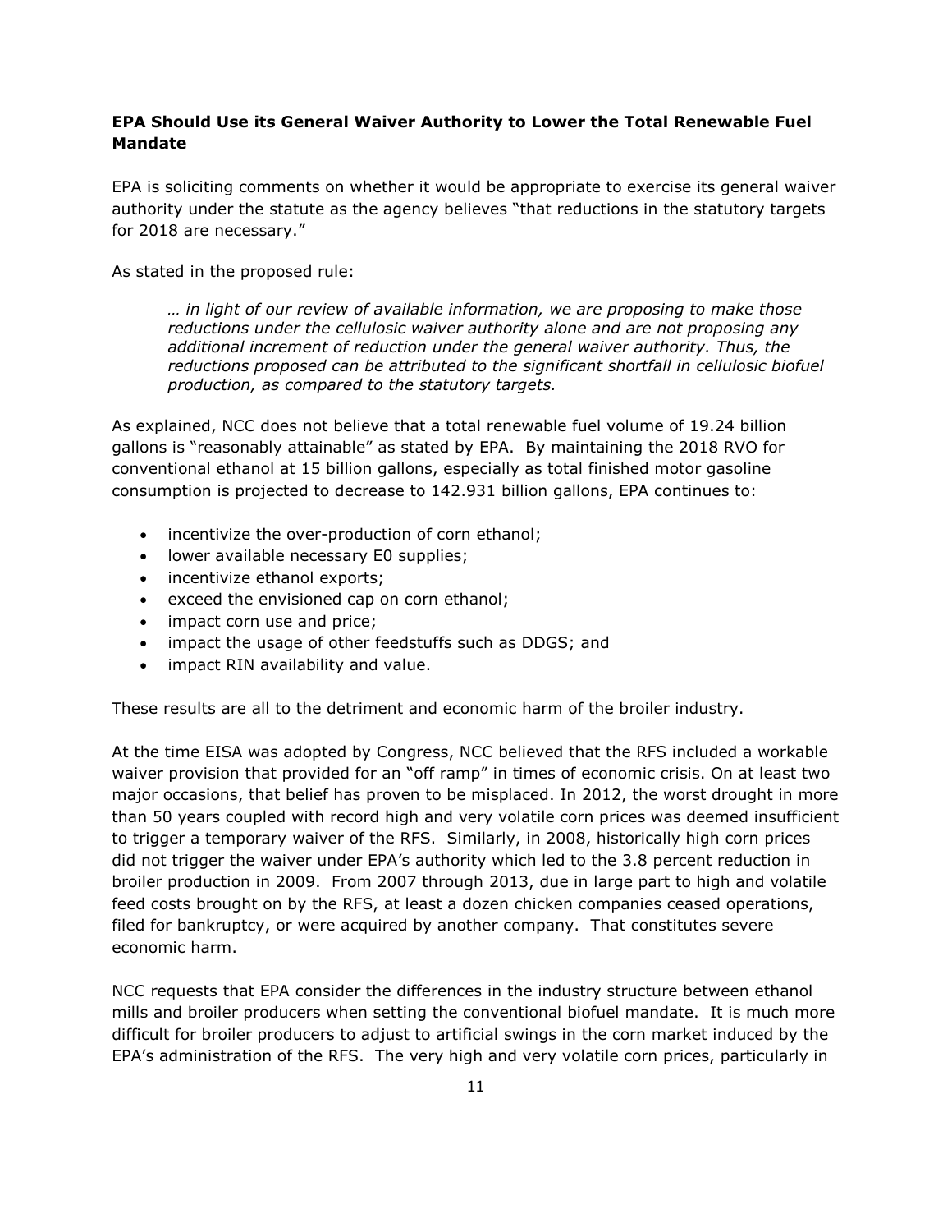**EPA Should Use its General Waiver Authority to Lower the Total Renewable Fuel Mandate**

EPA is soliciting comments on whether it would be appropriate to exercise its general waiver authority under the statute as the agency believes "that reductions in the statutory targets for 2018 are necessary."

As stated in the proposed rule:

> *… in light of our review of available information, we are proposing to make those reductions under the cellulosic waiver authority alone and are not proposing any additional increment of reduction under the general waiver authority. Thus, the reductions proposed can be attributed to the significant shortfall in cellulosic biofuel production, as compared to the statutory targets.*

As explained, NCC does not believe that a total renewable fuel volume of 19.24 billion gallons is "reasonably attainable" as stated by EPA. By maintaining the 2018 RVO for conventional ethanol at 15 billion gallons, especially as total finished motor gasoline consumption is projected to decrease to 142.931 billion gallons, EPA continues to:

- incentivize the over-production of corn ethanol;
- lower available necessary E0 supplies;
- incentivize ethanol exports;
- exceed the envisioned cap on corn ethanol;
- impact corn use and price;
- impact the usage of other feedstuffs such as DDGS; and
- impact RIN availability and value.

These results are all to the detriment and economic harm of the broiler industry.

At the time EISA was adopted by Congress, NCC believed that the RFS included a workable waiver provision that provided for an "off ramp" in times of economic crisis. On at least two major occasions, that belief has proven to be misplaced. In 2012, the worst drought in more than 50 years coupled with record high and very volatile corn prices was deemed insufficient to trigger a temporary waiver of the RFS. Similarly, in 2008, historically high corn prices did not trigger the waiver under EPA's authority which led to the 3.8 percent reduction in broiler production in 2009. From 2007 through 2013, due in large part to high and volatile feed costs brought on by the RFS, at least a dozen chicken companies ceased operations, filed for bankruptcy, or were acquired by another company. That constitutes severe economic harm.

NCC requests that EPA consider the differences in the industry structure between ethanol mills and broiler producers when setting the conventional biofuel mandate. It is much more difficult for broiler producers to adjust to artificial swings in the corn market induced by the EPA's administration of the RFS. The very high and very volatile corn prices, particularly in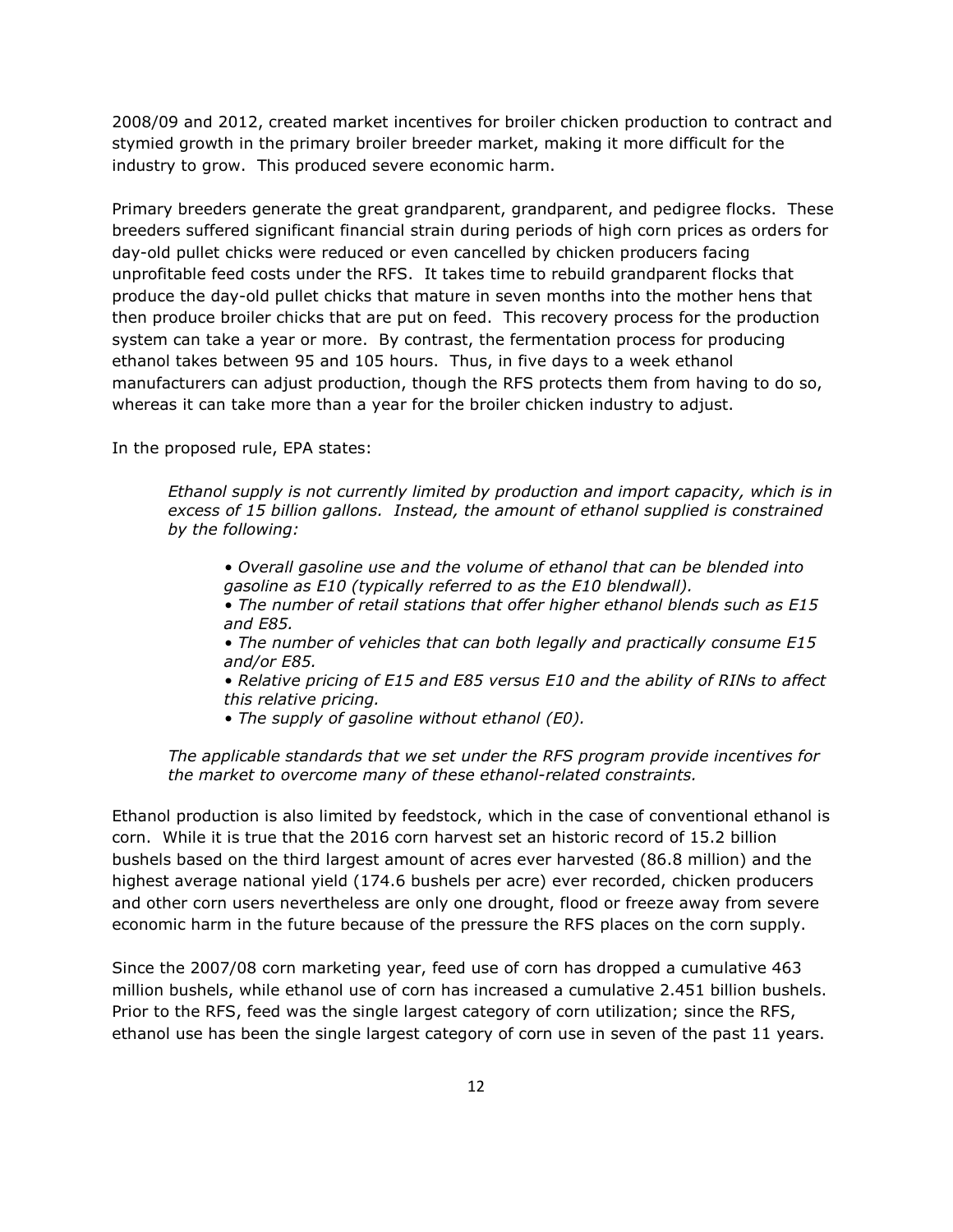2008/09 and 2012, created market incentives for broiler chicken production to contract and stymied growth in the primary broiler breeder market, making it more difficult for the industry to grow. This produced severe economic harm.

Primary breeders generate the great grandparent, grandparent, and pedigree flocks. These breeders suffered significant financial strain during periods of high corn prices as orders for day-old pullet chicks were reduced or even cancelled by chicken producers facing unprofitable feed costs under the RFS. It takes time to rebuild grandparent flocks that produce the day-old pullet chicks that mature in seven months into the mother hens that then produce broiler chicks that are put on feed. This recovery process for the production system can take a year or more. By contrast, the fermentation process for producing ethanol takes between 95 and 105 hours. Thus, in five days to a week ethanol manufacturers can adjust production, though the RFS protects them from having to do so, whereas it can take more than a year for the broiler chicken industry to adjust.

In the proposed rule, EPA states:

> *Ethanol supply is not currently limited by production and import capacity, which is in excess of 15 billion gallons. Instead, the amount of ethanol supplied is constrained by the following:*
>
> - *Overall gasoline use and the volume of ethanol that can be blended into gasoline as E10 (typically referred to as the E10 blendwall).*
> - *The number of retail stations that offer higher ethanol blends such as E15 and E85.*
> - *The number of vehicles that can both legally and practically consume E15 and/or E85.*
> - *Relative pricing of E15 and E85 versus E10 and the ability of RINs to affect this relative pricing.*
> - *The supply of gasoline without ethanol (E0).*
>
> *The applicable standards that we set under the RFS program provide incentives for the market to overcome many of these ethanol-related constraints.*

Ethanol production is also limited by feedstock, which in the case of conventional ethanol is corn. While it is true that the 2016 corn harvest set an historic record of 15.2 billion bushels based on the third largest amount of acres ever harvested (86.8 million) and the highest average national yield (174.6 bushels per acre) ever recorded, chicken producers and other corn users nevertheless are only one drought, flood or freeze away from severe economic harm in the future because of the pressure the RFS places on the corn supply.

Since the 2007/08 corn marketing year, feed use of corn has dropped a cumulative 463 million bushels, while ethanol use of corn has increased a cumulative 2.451 billion bushels. Prior to the RFS, feed was the single largest category of corn utilization; since the RFS, ethanol use has been the single largest category of corn use in seven of the past 11 years.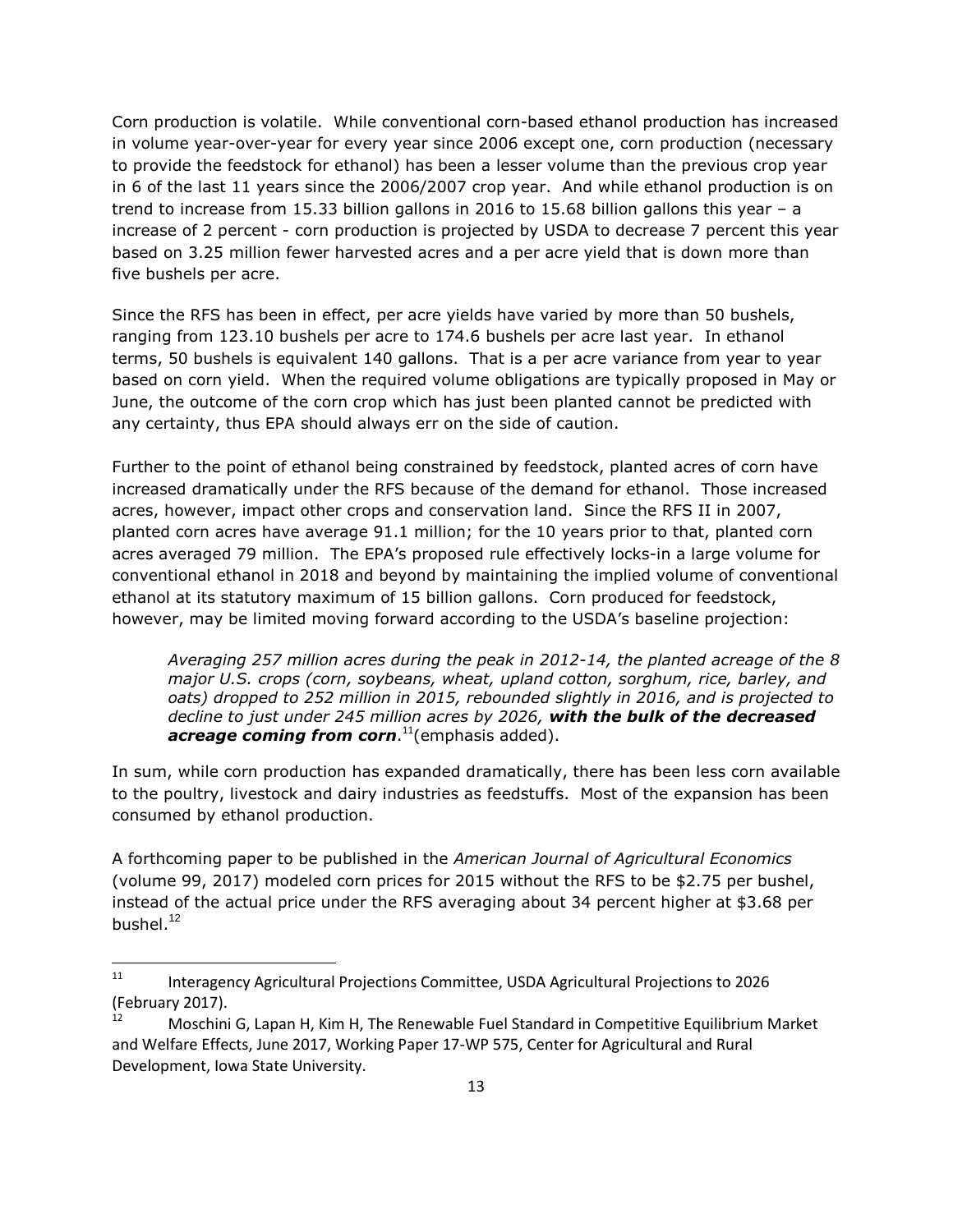Corn production is volatile. While conventional corn-based ethanol production has increased in volume year-over-year for every year since 2006 except one, corn production (necessary to provide the feedstock for ethanol) has been a lesser volume than the previous crop year in 6 of the last 11 years since the 2006/2007 crop year. And while ethanol production is on trend to increase from 15.33 billion gallons in 2016 to 15.68 billion gallons this year – a increase of 2 percent - corn production is projected by USDA to decrease 7 percent this year based on 3.25 million fewer harvested acres and a per acre yield that is down more than five bushels per acre.

Since the RFS has been in effect, per acre yields have varied by more than 50 bushels, ranging from 123.10 bushels per acre to 174.6 bushels per acre last year. In ethanol terms, 50 bushels is equivalent 140 gallons. That is a per acre variance from year to year based on corn yield. When the required volume obligations are typically proposed in May or June, the outcome of the corn crop which has just been planted cannot be predicted with any certainty, thus EPA should always err on the side of caution.

Further to the point of ethanol being constrained by feedstock, planted acres of corn have increased dramatically under the RFS because of the demand for ethanol. Those increased acres, however, impact other crops and conservation land. Since the RFS II in 2007, planted corn acres have average 91.1 million; for the 10 years prior to that, planted corn acres averaged 79 million. The EPA's proposed rule effectively locks-in a large volume for conventional ethanol in 2018 and beyond by maintaining the implied volume of conventional ethanol at its statutory maximum of 15 billion gallons. Corn produced for feedstock, however, may be limited moving forward according to the USDA's baseline projection:

> *Averaging 257 million acres during the peak in 2012-14, the planted acreage of the 8 major U.S. crops (corn, soybeans, wheat, upland cotton, sorghum, rice, barley, and oats) dropped to 252 million in 2015, rebounded slightly in 2016, and is projected to decline to just under 245 million acres by 2026,* ***with the bulk of the decreased acreage coming from corn***.[11](emphasis added).

In sum, while corn production has expanded dramatically, there has been less corn available to the poultry, livestock and dairy industries as feedstuffs. Most of the expansion has been consumed by ethanol production.

A forthcoming paper to be published in the *American Journal of Agricultural Economics* (volume 99, 2017) modeled corn prices for 2015 without the RFS to be $2.75 per bushel, instead of the actual price under the RFS averaging about 34 percent higher at $3.68 per bushel.[12]

---

[11] Interagency Agricultural Projections Committee, USDA Agricultural Projections to 2026 (February 2017).

[12] Moschini G, Lapan H, Kim H, The Renewable Fuel Standard in Competitive Equilibrium Market and Welfare Effects, June 2017, Working Paper 17-WP 575, Center for Agricultural and Rural Development, Iowa State University.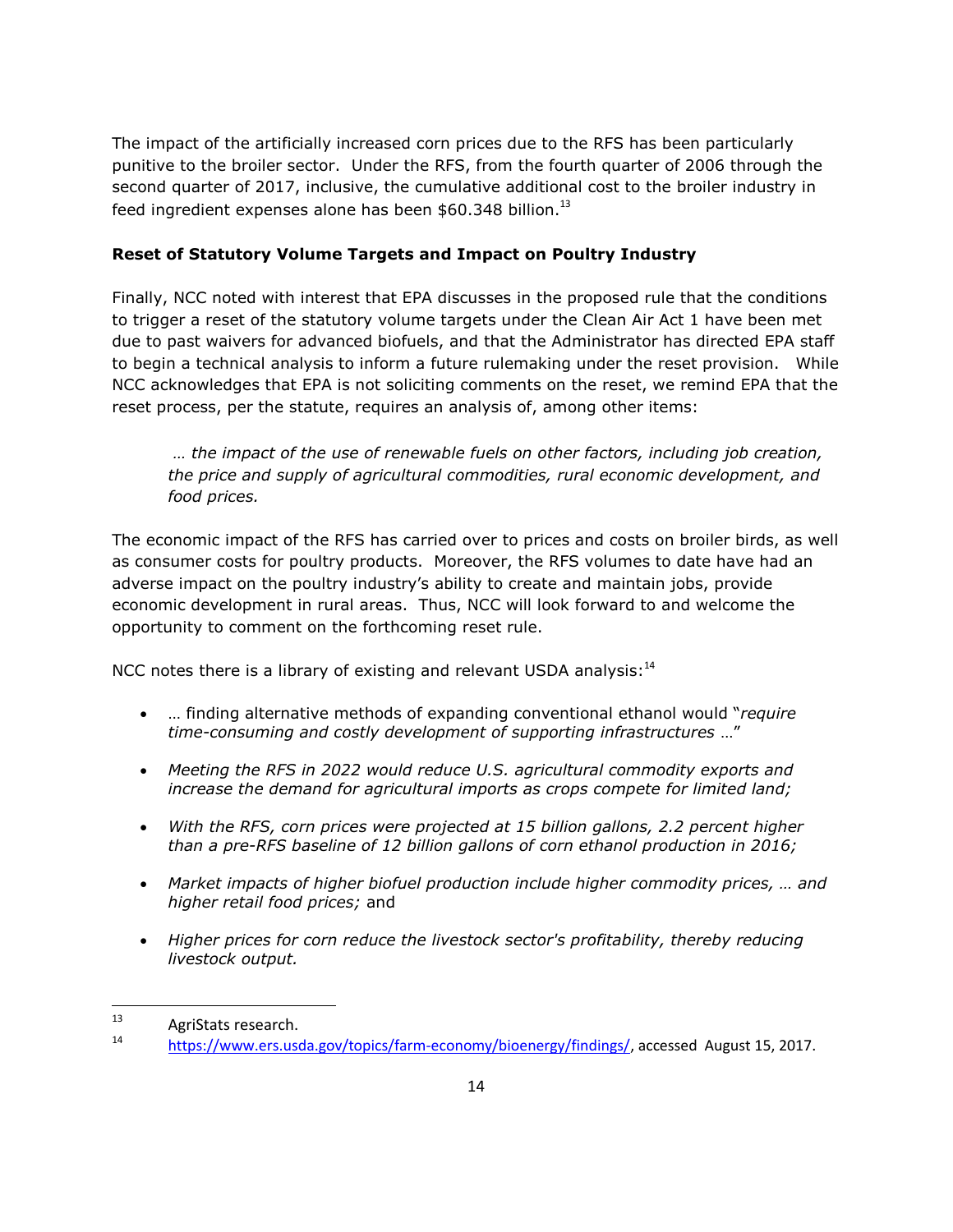The impact of the artificially increased corn prices due to the RFS has been particularly punitive to the broiler sector. Under the RFS, from the fourth quarter of 2006 through the second quarter of 2017, inclusive, the cumulative additional cost to the broiler industry in feed ingredient expenses alone has been $60.348 billion.[13]

**Reset of Statutory Volume Targets and Impact on Poultry Industry**

Finally, NCC noted with interest that EPA discusses in the proposed rule that the conditions to trigger a reset of the statutory volume targets under the Clean Air Act 1 have been met due to past waivers for advanced biofuels, and that the Administrator has directed EPA staff to begin a technical analysis to inform a future rulemaking under the reset provision. While NCC acknowledges that EPA is not soliciting comments on the reset, we remind EPA that the reset process, per the statute, requires an analysis of, among other items:

> *… the impact of the use of renewable fuels on other factors, including job creation, the price and supply of agricultural commodities, rural economic development, and food prices.*

The economic impact of the RFS has carried over to prices and costs on broiler birds, as well as consumer costs for poultry products. Moreover, the RFS volumes to date have had an adverse impact on the poultry industry's ability to create and maintain jobs, provide economic development in rural areas. Thus, NCC will look forward to and welcome the opportunity to comment on the forthcoming reset rule.

NCC notes there is a library of existing and relevant USDA analysis:[14]

- … finding alternative methods of expanding conventional ethanol would "*require time-consuming and costly development of supporting infrastructures* …"
- *Meeting the RFS in 2022 would reduce U.S. agricultural commodity exports and increase the demand for agricultural imports as crops compete for limited land;*
- *With the RFS, corn prices were projected at 15 billion gallons, 2.2 percent higher than a pre-RFS baseline of 12 billion gallons of corn ethanol production in 2016;*
- *Market impacts of higher biofuel production include higher commodity prices, … and higher retail food prices;* and
- *Higher prices for corn reduce the livestock sector's profitability, thereby reducing livestock output.*

---

[13] AgriStats research.

[14] https://www.ers.usda.gov/topics/farm-economy/bioenergy/findings/, accessed August 15, 2017.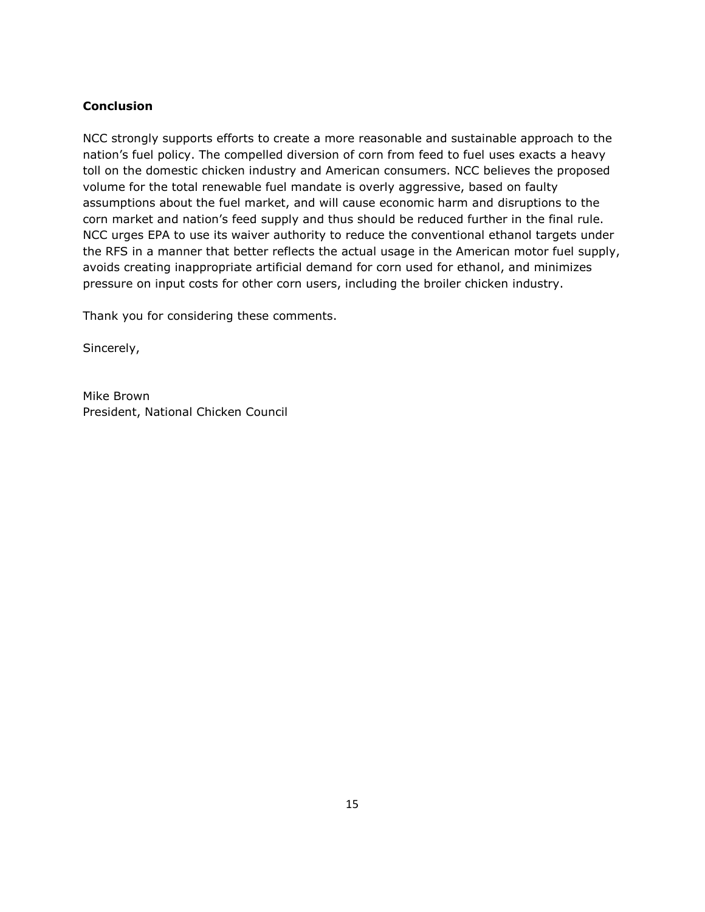**Conclusion**

NCC strongly supports efforts to create a more reasonable and sustainable approach to the nation's fuel policy. The compelled diversion of corn from feed to fuel uses exacts a heavy toll on the domestic chicken industry and American consumers. NCC believes the proposed volume for the total renewable fuel mandate is overly aggressive, based on faulty assumptions about the fuel market, and will cause economic harm and disruptions to the corn market and nation's feed supply and thus should be reduced further in the final rule. NCC urges EPA to use its waiver authority to reduce the conventional ethanol targets under the RFS in a manner that better reflects the actual usage in the American motor fuel supply, avoids creating inappropriate artificial demand for corn used for ethanol, and minimizes pressure on input costs for other corn users, including the broiler chicken industry.

Thank you for considering these comments.

Sincerely,

Mike Brown
President, National Chicken Council